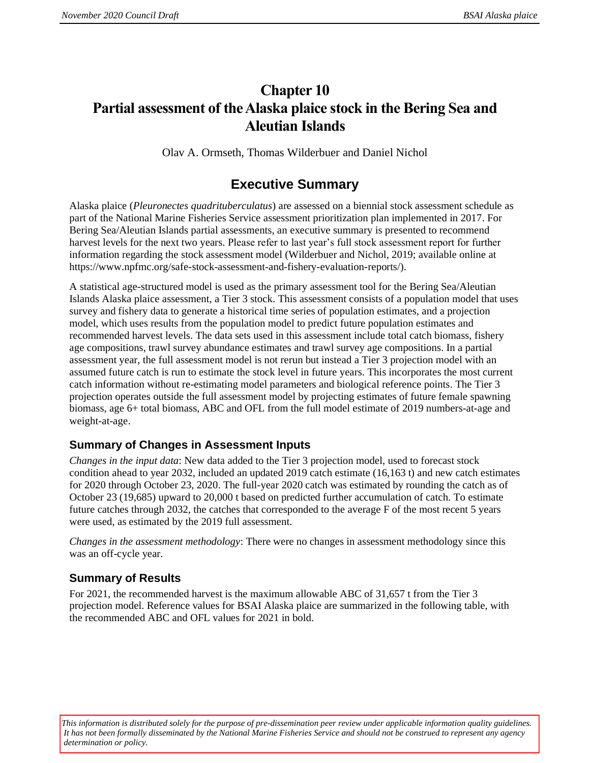# Chapter 10
# Partial assessment of the Alaska plaice stock in the Bering Sea and Aleutian Islands

Olav A. Ormseth, Thomas Wilderbuer and Daniel Nichol

## Executive Summary

Alaska plaice (*Pleuronectes quadrituberculatus*) are assessed on a biennial stock assessment schedule as part of the National Marine Fisheries Service assessment prioritization plan implemented in 2017. For Bering Sea/Aleutian Islands partial assessments, an executive summary is presented to recommend harvest levels for the next two years. Please refer to last year's full stock assessment report for further information regarding the stock assessment model (Wilderbuer and Nichol, 2019; available online at https://www.npfmc.org/safe-stock-assessment-and-fishery-evaluation-reports/).

A statistical age-structured model is used as the primary assessment tool for the Bering Sea/Aleutian Islands Alaska plaice assessment, a Tier 3 stock. This assessment consists of a population model that uses survey and fishery data to generate a historical time series of population estimates, and a projection model, which uses results from the population model to predict future population estimates and recommended harvest levels. The data sets used in this assessment include total catch biomass, fishery age compositions, trawl survey abundance estimates and trawl survey age compositions. In a partial assessment year, the full assessment model is not rerun but instead a Tier 3 projection model with an assumed future catch is run to estimate the stock level in future years. This incorporates the most current catch information without re-estimating model parameters and biological reference points. The Tier 3 projection operates outside the full assessment model by projecting estimates of future female spawning biomass, age 6+ total biomass, ABC and OFL from the full model estimate of 2019 numbers-at-age and weight-at-age.

### Summary of Changes in Assessment Inputs

*Changes in the input data*: New data added to the Tier 3 projection model, used to forecast stock condition ahead to year 2032, included an updated 2019 catch estimate (16,163 t) and new catch estimates for 2020 through October 23, 2020. The full-year 2020 catch was estimated by rounding the catch as of October 23 (19,685) upward to 20,000 t based on predicted further accumulation of catch. To estimate future catches through 2032, the catches that corresponded to the average F of the most recent 5 years were used, as estimated by the 2019 full assessment.

*Changes in the assessment methodology*: There were no changes in assessment methodology since this was an off-cycle year.

### Summary of Results

For 2021, the recommended harvest is the maximum allowable ABC of 31,657 t from the Tier 3 projection model. Reference values for BSAI Alaska plaice are summarized in the following table, with the recommended ABC and OFL values for 2021 in bold.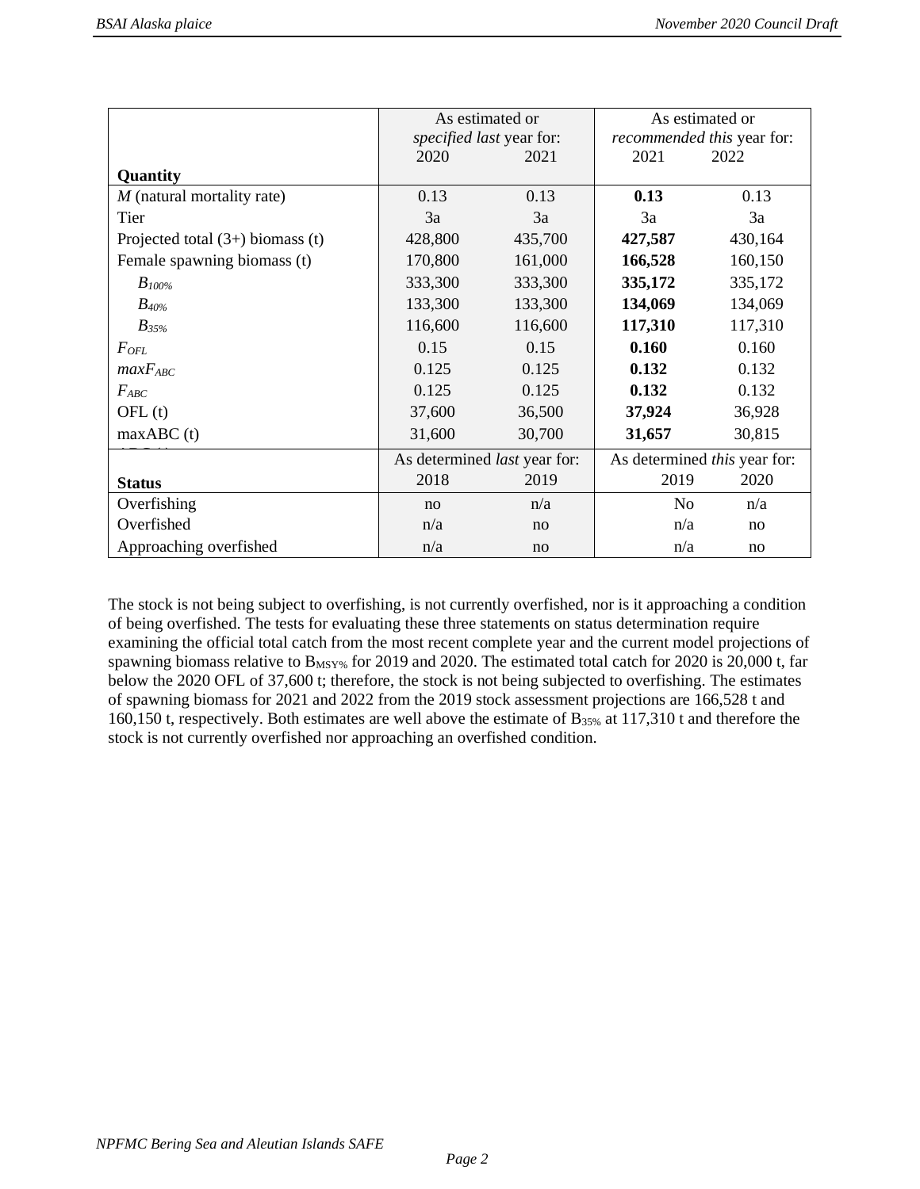| Quantity | As estimated or *specified last* year for: 2020 | 2021 | As estimated or *recommended this* year for: 2021 | 2022 |
|---|---|---|---|---|
| *M* (natural mortality rate) | 0.13 | 0.13 | **0.13** | 0.13 |
| Tier | 3a | 3a | 3a | 3a |
| Projected total (3+) biomass (t) | 428,800 | 435,700 | **427,587** | 430,164 |
| Female spawning biomass (t) | 170,800 | 161,000 | **166,528** | 160,150 |
| $B_{100\%}$ | 333,300 | 333,300 | **335,172** | 335,172 |
| $B_{40\%}$ | 133,300 | 133,300 | **134,069** | 134,069 |
| $B_{35\%}$ | 116,600 | 116,600 | **117,310** | 117,310 |
| $F_{OFL}$ | 0.15 | 0.15 | **0.160** | 0.160 |
| $maxF_{ABC}$ | 0.125 | 0.125 | **0.132** | 0.132 |
| $F_{ABC}$ | 0.125 | 0.125 | **0.132** | 0.132 |
| OFL (t) | 37,600 | 36,500 | **37,924** | 36,928 |
| maxABC (t) | 31,600 | 30,700 | **31,657** | 30,815 |
| **Status** | As determined *last* year for: 2018 | 2019 | As determined *this* year for: 2019 | 2020 |
| Overfishing | no | n/a | No | n/a |
| Overfished | n/a | no | n/a | no |
| Approaching overfished | n/a | no | n/a | no |

The stock is not being subject to overfishing, is not currently overfished, nor is it approaching a condition of being overfished. The tests for evaluating these three statements on status determination require examining the official total catch from the most recent complete year and the current model projections of spawning biomass relative to $B_{MSY\%}$ for 2019 and 2020. The estimated total catch for 2020 is 20,000 t, far below the 2020 OFL of 37,600 t; therefore, the stock is not being subjected to overfishing. The estimates of spawning biomass for 2021 and 2022 from the 2019 stock assessment projections are 166,528 t and 160,150 t, respectively. Both estimates are well above the estimate of $B_{35\%}$ at 117,310 t and therefore the stock is not currently overfished nor approaching an overfished condition.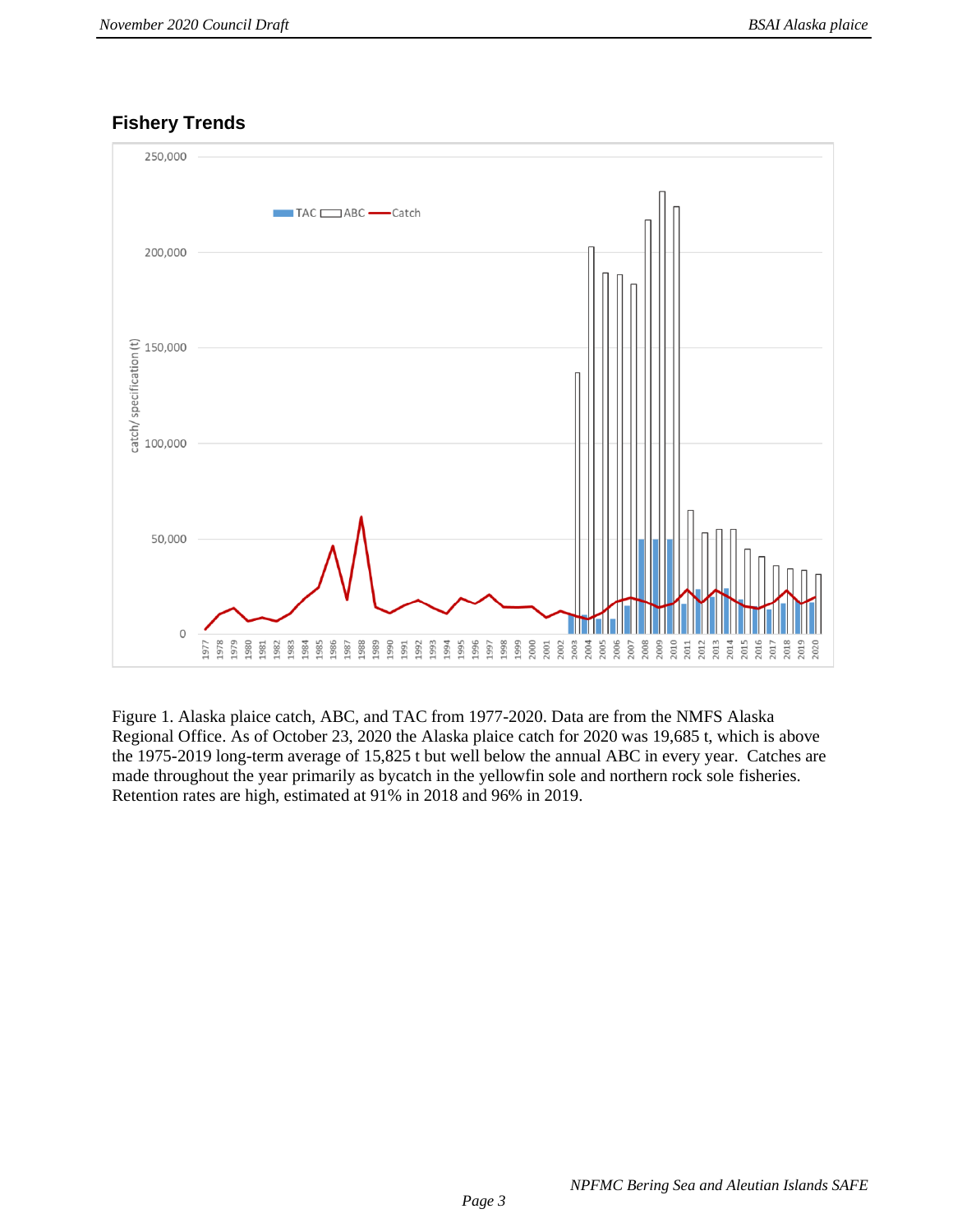## Fishery Trends

250,000
200,000
150,000
100,000
50,000
0

catch/ specification (t)

TAC ABC Catch

1977 1978 1979 1980 1981 1982 1983 1984 1985 1986 1987 1988 1989 1990 1991 1992 1993 1994 1995 1996 1997 1998 1999 2000 2001 2002 2003 2004 2005 2006 2007 2008 2009 2010 2011 2012 2013 2014 2015 2016 2017 2018 2019 2020

Figure 1. Alaska plaice catch, ABC, and TAC from 1977-2020. Data are from the NMFS Alaska Regional Office. As of October 23, 2020 the Alaska plaice catch for 2020 was 19,685 t, which is above the 1975-2019 long-term average of 15,825 t but well below the annual ABC in every year. Catches are made throughout the year primarily as bycatch in the yellowfin sole and northern rock sole fisheries. Retention rates are high, estimated at 91% in 2018 and 96% in 2019.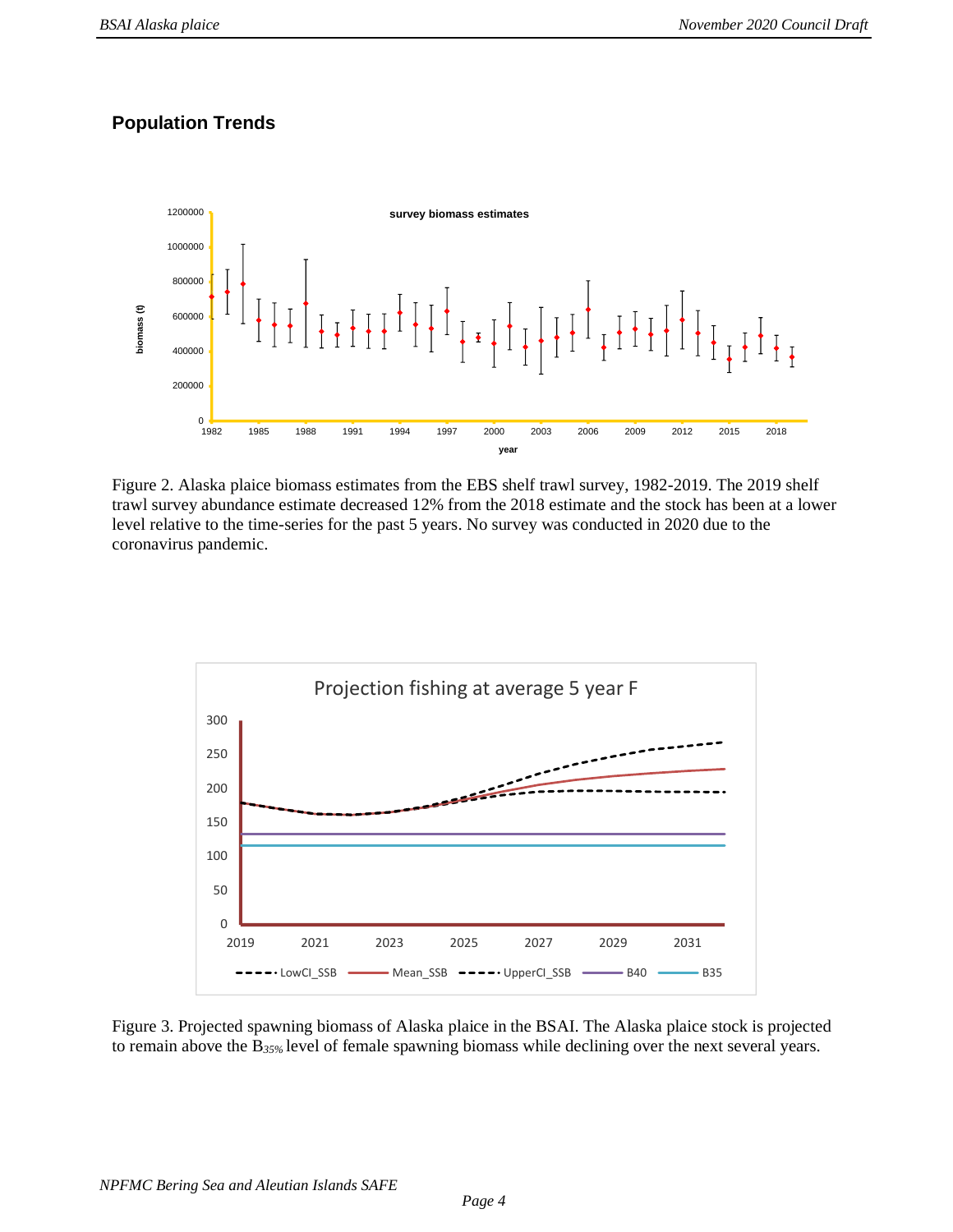## Population Trends

survey biomass estimates

biomass (t)

1200000
1000000
800000
600000
400000
200000
0

1982 1985 1988 1991 1994 1997 2000 2003 2006 2009 2012 2015 2018

year

Figure 2. Alaska plaice biomass estimates from the EBS shelf trawl survey, 1982-2019. The 2019 shelf trawl survey abundance estimate decreased 12% from the 2018 estimate and the stock has been at a lower level relative to the time-series for the past 5 years. No survey was conducted in 2020 due to the coronavirus pandemic.

Projection fishing at average 5 year F

300
250
200
150
100
50
0

2019 2021 2023 2025 2027 2029 2031

LowCI_SSB Mean_SSB UpperCI_SSB B40 B35

Figure 3. Projected spawning biomass of Alaska plaice in the BSAI. The Alaska plaice stock is projected to remain above the $B_{35\%}$ level of female spawning biomass while declining over the next several years.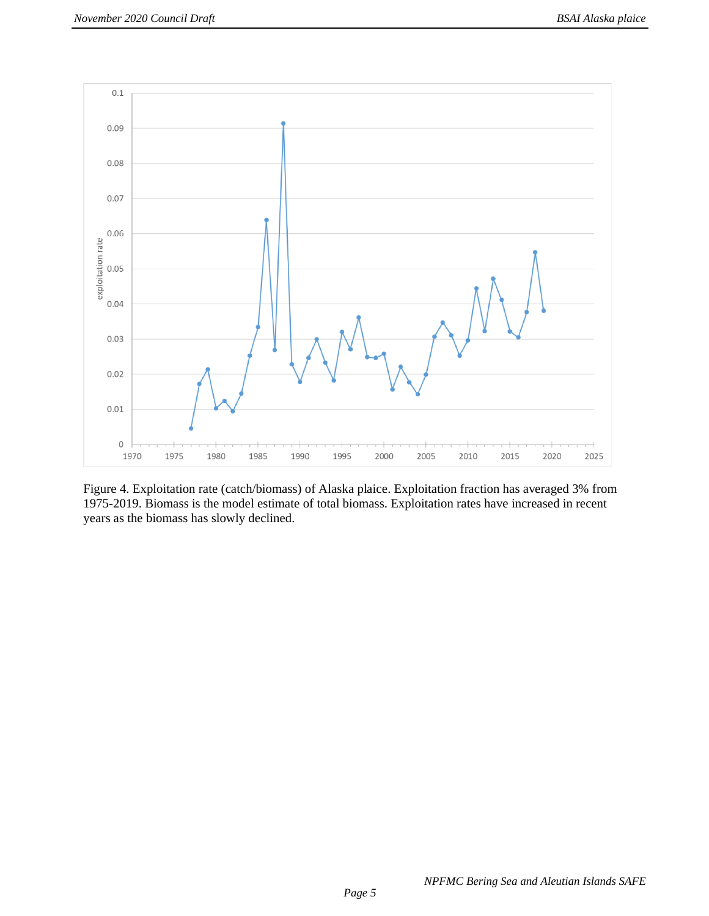exploitation rate

0.1
0.09
0.08
0.07
0.06
0.05
0.04
0.03
0.02
0.01
0

1970
1975
1980
1985
1990
1995
2000
2005
2010
2015
2020
2025

Figure 4. Exploitation rate (catch/biomass) of Alaska plaice. Exploitation fraction has averaged 3% from 1975-2019. Biomass is the model estimate of total biomass. Exploitation rates have increased in recent years as the biomass has slowly declined.